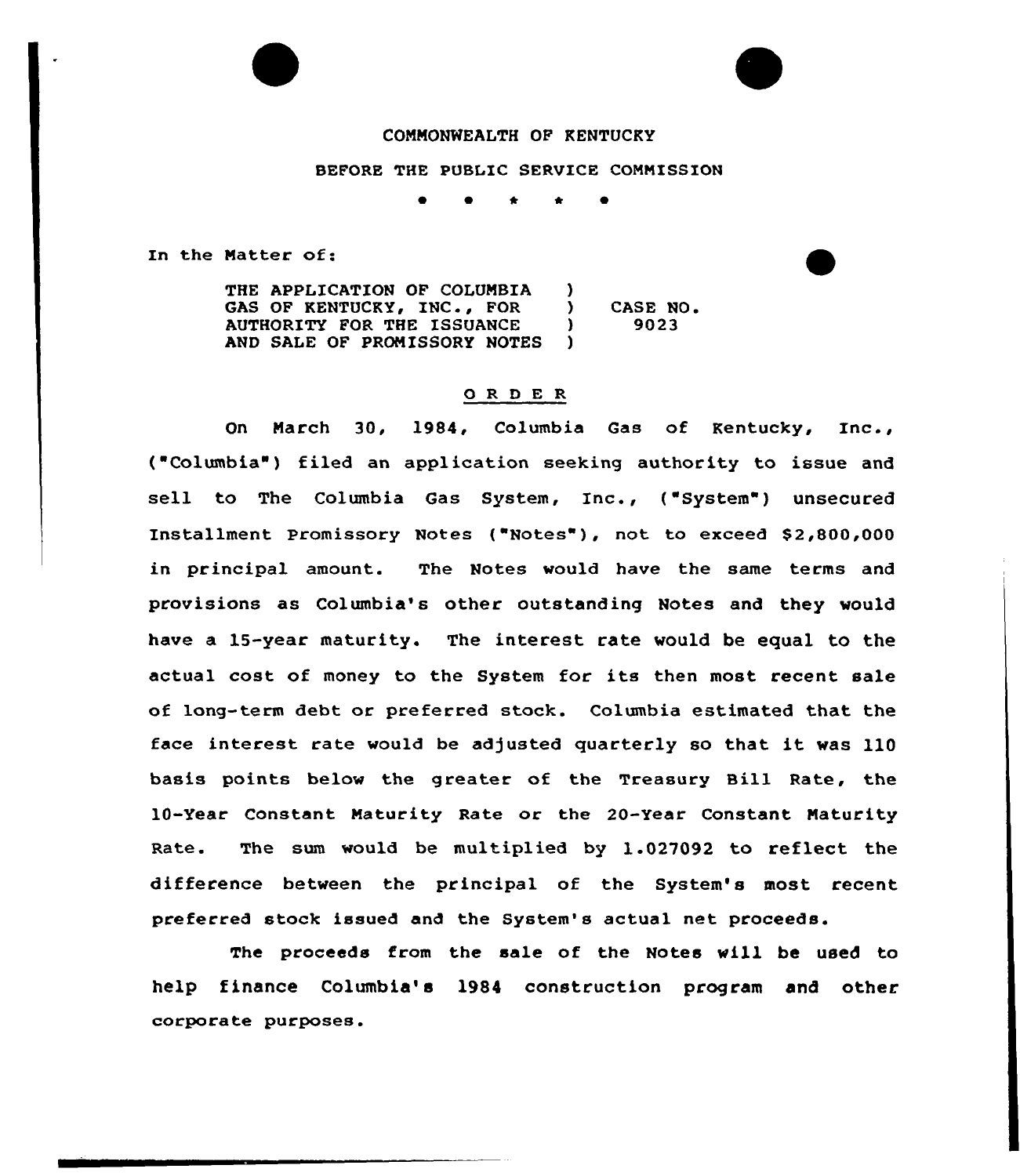COMMONWEALTH OF KENTUCKY

BEFORE THE PUBLIC SERVICE COMMISSION

\* \* \* \* \*

In the Matter of:

| | | |
|---|---|---|
| THE APPLICATION OF COLUMBIA GAS OF KENTUCKY, INC., FOR AUTHORITY FOR THE ISSUANCE AND SALE OF PROMISSORY NOTES | ) ) ) ) | CASE NO. 9023 |

## O R D E R

On March 30, 1984, Columbia Gas of Kentucky, Inc., ("Columbia") filed an application seeking authority to issue and sell to The Columbia Gas System, Inc., ("System") unsecured Installment Promissory Notes ("Notes"), not to exceed $2,800,000 in principal amount. The Notes would have the same terms and provisions as Columbia's other outstanding Notes and they would have a 15-year maturity. The interest rate would be equal to the actual cost of money to the System for its then most recent sale of long-term debt or preferred stock. Columbia estimated that the face interest rate would be adjusted quarterly so that it was 110 basis points below the greater of the Treasury Bill Rate, the 10-Year Constant Maturity Rate or the 20-Year Constant Maturity Rate. The sum would be multiplied by 1.027092 to reflect the difference between the principal of the System's most recent preferred stock issued and the System's actual net proceeds.

The proceeds from the sale of the Notes will be used to help finance Columbia's 1984 construction program and other corporate purposes.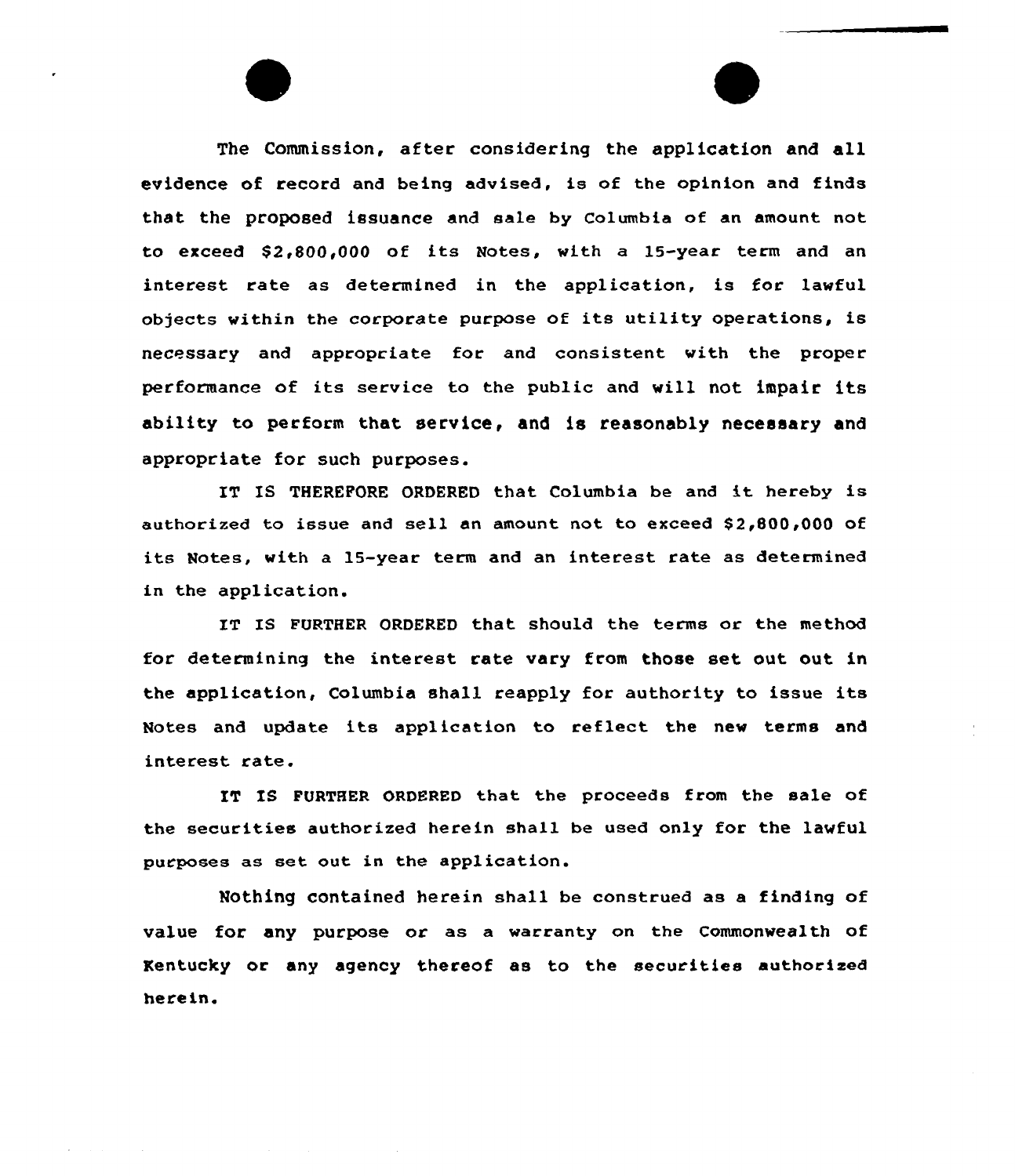The Commission, after considering the application and all evidence of record and being advised, is of the opinion and finds that the proposed issuance and sale by Columbia of an amount not to exceed $2,800,000 of its Notes, with a 15-year term and an interest rate as determined in the application, is for lawful objects within the corporate purpose of its utility operations, is necessary and appropriate for and consistent with the proper performance of its service to the public and will not impair its ability to perform that service, and is reasonably necessary and appropriate for such purposes.

IT IS THEREFORE ORDERED that Columbia be and it hereby is authorized to issue and sell an amount not to exceed $2,800,000 of its Notes, with a 15-year term and an interest rate as determined in the application.

IT IS FURTHER ORDERED that should the terms or the method for determining the interest rate vary from those set out out in the application, Columbia shall reapply for authority to issue its Notes and update its application to reflect the new terms and interest rate.

IT IS FURTHER ORDERED that the proceeds from the sale of the securities authorized herein shall be used only for the lawful purposes as set out in the application.

Nothing contained herein shall be construed as a finding of value for any purpose or as a warranty on the Commonwealth of Kentucky or any agency thereof as to the securities authorized herein.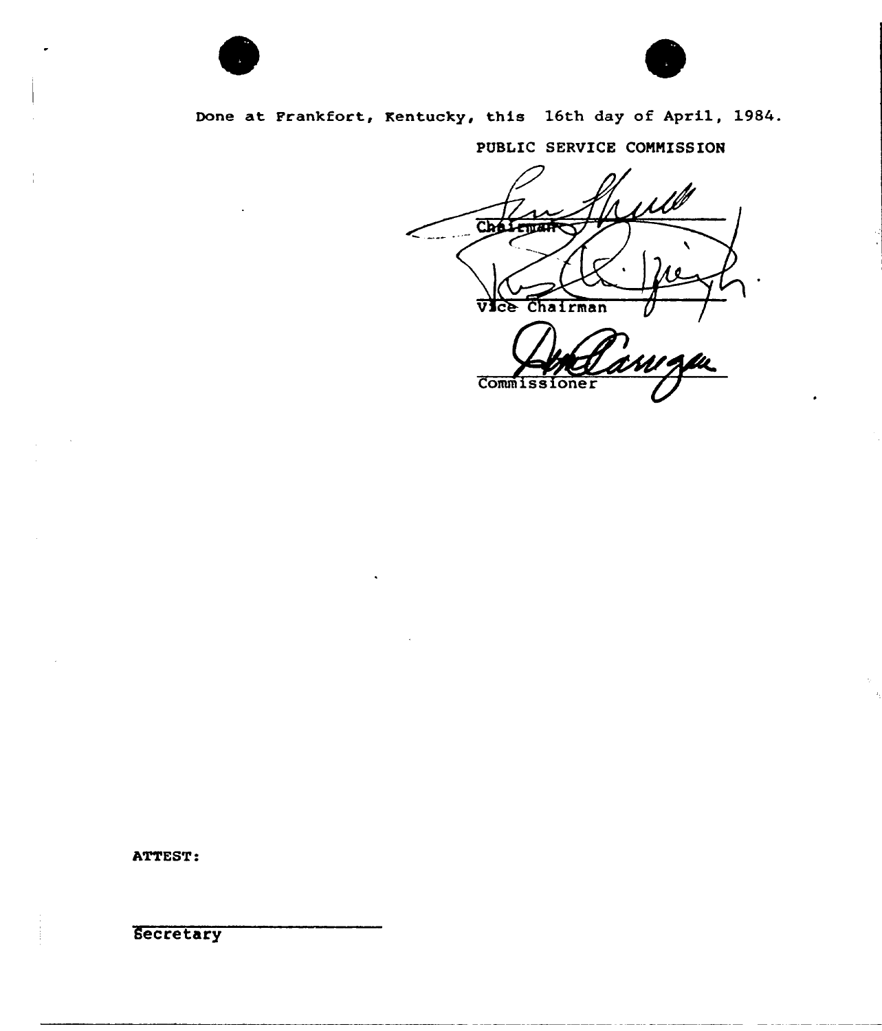Done at Frankfort, Kentucky, this 16th day of April, 1984.

PUBLIC SERVICE COMMISSION

Chairman

Vice Chairman

Commissioner

ATTEST:

Secretary